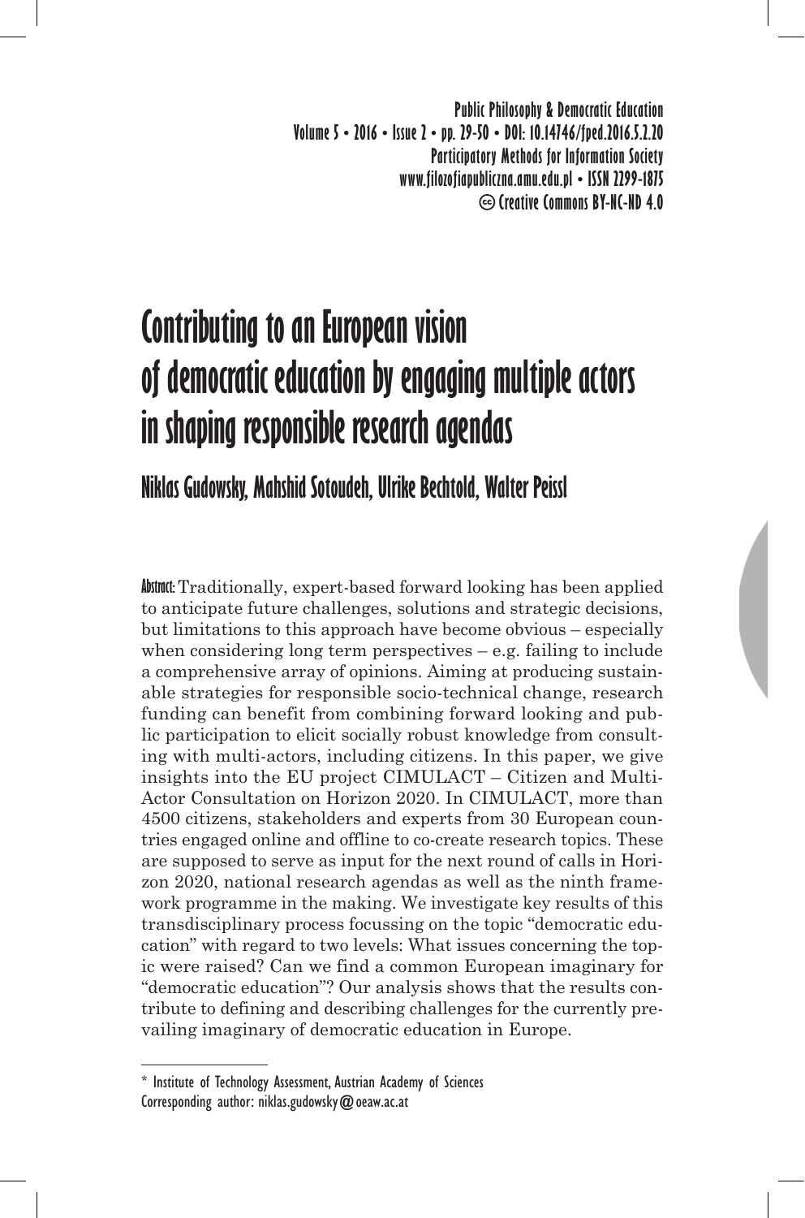# Contributing to an European vision of democratic education by engaging multiple actors in shaping responsible research agendas

## Niklas Gudowsky, Mahshid Sotoudeh, Ulrike Bechtold, Walter Peissl

**Abstract:** Traditionally, expert-based forward looking has been applied to anticipate future challenges, solutions and strategic decisions, but limitations to this approach have become obvious – especially when considering long term perspectives – e.g. failing to include a comprehensive array of opinions. Aiming at producing sustainable strategies for responsible socio-technical change, research funding can benefit from combining forward looking and public participation to elicit socially robust knowledge from consulting with multi-actors, including citizens. In this paper, we give insights into the EU project CIMULACT – Citizen and Multi-Actor Consultation on Horizon 2020. In CIMULACT, more than 4500 citizens, stakeholders and experts from 30 European countries engaged online and offline to co-create research topics. These are supposed to serve as input for the next round of calls in Horizon 2020, national research agendas as well as the ninth framework programme in the making. We investigate key results of this transdisciplinary process focussing on the topic "democratic education" with regard to two levels: What issues concerning the topic were raised? Can we find a common European imaginary for "democratic education"? Our analysis shows that the results contribute to defining and describing challenges for the currently prevailing imaginary of democratic education in Europe.

---

\* Institute of Technology Assessment, Austrian Academy of Sciences
Corresponding author: niklas.gudowsky@oeaw.ac.at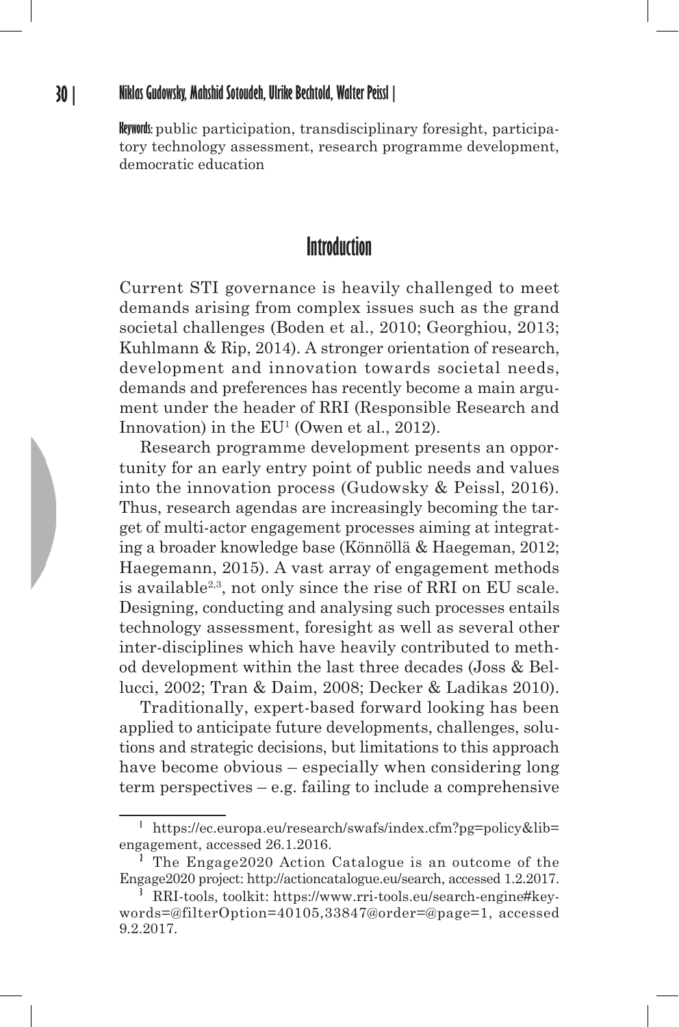**Keywords:** public participation, transdisciplinary foresight, participatory technology assessment, research programme development, democratic education

## Introduction

Current STI governance is heavily challenged to meet demands arising from complex issues such as the grand societal challenges (Boden et al., 2010; Georghiou, 2013; Kuhlmann & Rip, 2014). A stronger orientation of research, development and innovation towards societal needs, demands and preferences has recently become a main argument under the header of RRI (Responsible Research and Innovation) in the EU[1] (Owen et al., 2012).

Research programme development presents an opportunity for an early entry point of public needs and values into the innovation process (Gudowsky & Peissl, 2016). Thus, research agendas are increasingly becoming the target of multi-actor engagement processes aiming at integrating a broader knowledge base (Könnöllä & Haegeman, 2012; Haegemann, 2015). A vast array of engagement methods is available[2,3], not only since the rise of RRI on EU scale. Designing, conducting and analysing such processes entails technology assessment, foresight as well as several other inter-disciplines which have heavily contributed to method development within the last three decades (Joss & Bellucci, 2002; Tran & Daim, 2008; Decker & Ladikas 2010).

Traditionally, expert-based forward looking has been applied to anticipate future developments, challenges, solutions and strategic decisions, but limitations to this approach have become obvious – especially when considering long term perspectives – e.g. failing to include a comprehensive

[1] https://ec.europa.eu/research/swafs/index.cfm?pg=policy&lib=engagement, accessed 26.1.2016.

[2] The Engage2020 Action Catalogue is an outcome of the Engage2020 project: http://actioncatalogue.eu/search, accessed 1.2.2017.

[3] RRI-tools, toolkit: https://www.rri-tools.eu/search-engine#keywords=@filterOption=40105,33847@order=@page=1, accessed 9.2.2017.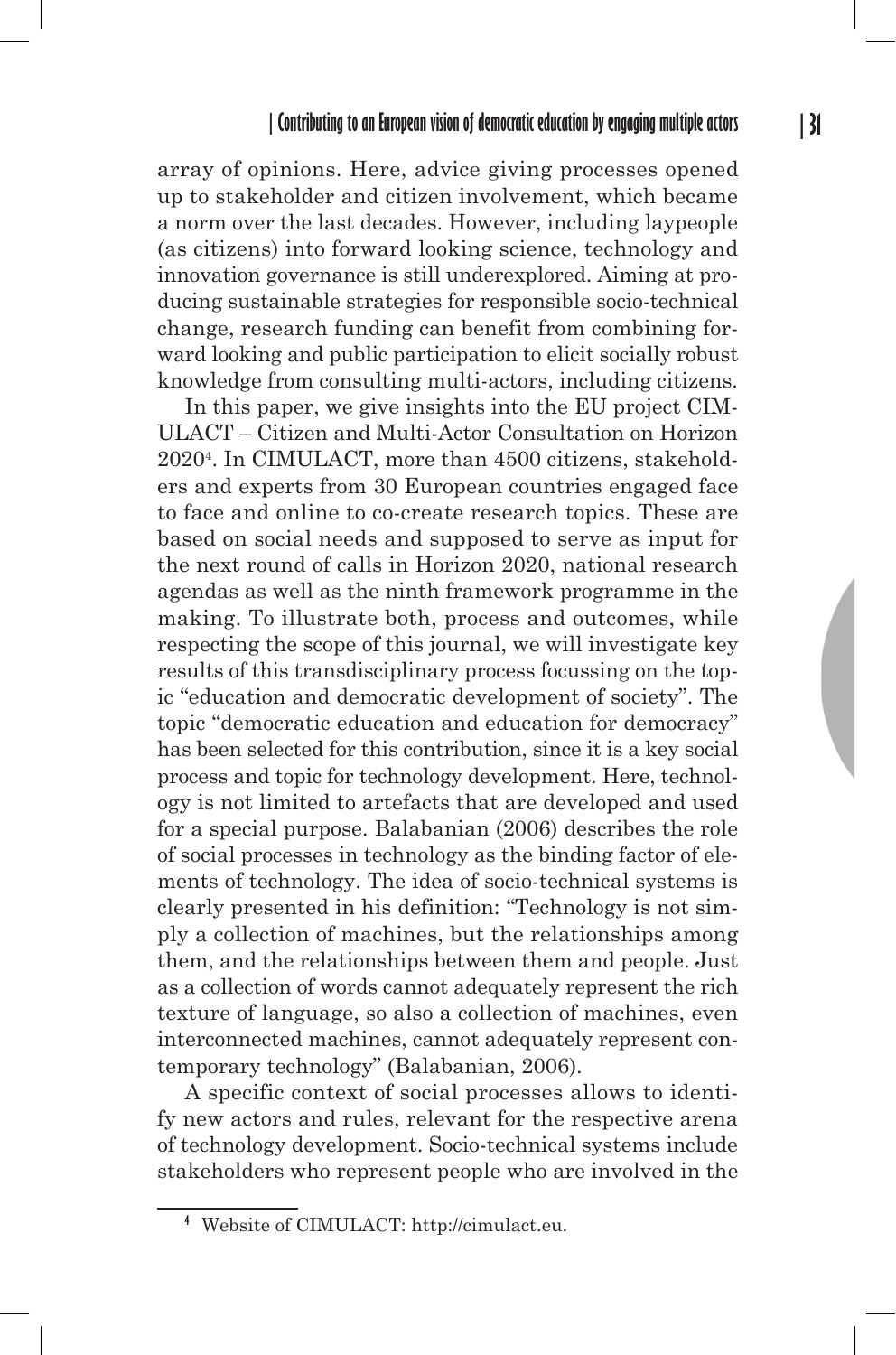array of opinions. Here, advice giving processes opened up to stakeholder and citizen involvement, which became a norm over the last decades. However, including laypeople (as citizens) into forward looking science, technology and innovation governance is still underexplored. Aiming at producing sustainable strategies for responsible socio-technical change, research funding can benefit from combining forward looking and public participation to elicit socially robust knowledge from consulting multi-actors, including citizens.

In this paper, we give insights into the EU project CIMULACT – Citizen and Multi-Actor Consultation on Horizon 2020[4]. In CIMULACT, more than 4500 citizens, stakeholders and experts from 30 European countries engaged face to face and online to co-create research topics. These are based on social needs and supposed to serve as input for the next round of calls in Horizon 2020, national research agendas as well as the ninth framework programme in the making. To illustrate both, process and outcomes, while respecting the scope of this journal, we will investigate key results of this transdisciplinary process focussing on the topic "education and democratic development of society". The topic "democratic education and education for democracy" has been selected for this contribution, since it is a key social process and topic for technology development. Here, technology is not limited to artefacts that are developed and used for a special purpose. Balabanian (2006) describes the role of social processes in technology as the binding factor of elements of technology. The idea of socio-technical systems is clearly presented in his definition: "Technology is not simply a collection of machines, but the relationships among them, and the relationships between them and people. Just as a collection of words cannot adequately represent the rich texture of language, so also a collection of machines, even interconnected machines, cannot adequately represent contemporary technology" (Balabanian, 2006).

A specific context of social processes allows to identify new actors and rules, relevant for the respective arena of technology development. Socio-technical systems include stakeholders who represent people who are involved in the

[4] Website of CIMULACT: http://cimulact.eu.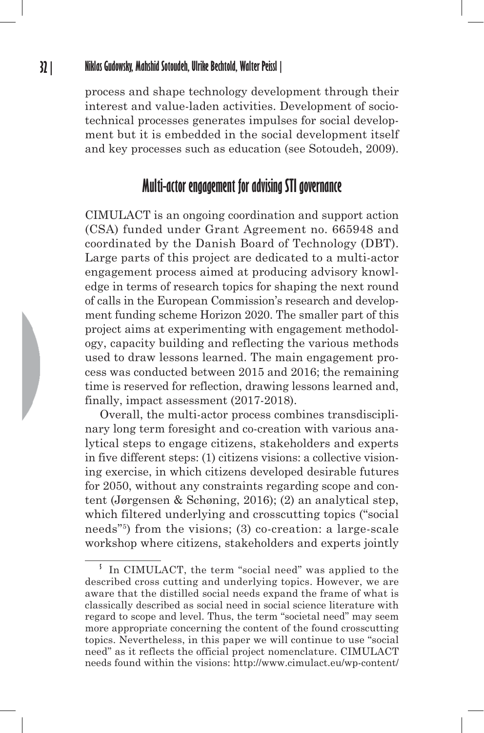process and shape technology development through their interest and value-laden activities. Development of socio-technical processes generates impulses for social development but it is embedded in the social development itself and key processes such as education (see Sotoudeh, 2009).

## Multi-actor engagement for advising STI governance

CIMULACT is an ongoing coordination and support action (CSA) funded under Grant Agreement no. 665948 and coordinated by the Danish Board of Technology (DBT). Large parts of this project are dedicated to a multi-actor engagement process aimed at producing advisory knowledge in terms of research topics for shaping the next round of calls in the European Commission's research and development funding scheme Horizon 2020. The smaller part of this project aims at experimenting with engagement methodology, capacity building and reflecting the various methods used to draw lessons learned. The main engagement process was conducted between 2015 and 2016; the remaining time is reserved for reflection, drawing lessons learned and, finally, impact assessment (2017-2018).

Overall, the multi-actor process combines transdisciplinary long term foresight and co-creation with various analytical steps to engage citizens, stakeholders and experts in five different steps: (1) citizens visions: a collective visioning exercise, in which citizens developed desirable futures for 2050, without any constraints regarding scope and content (Jørgensen & Schøning, 2016); (2) an analytical step, which filtered underlying and crosscutting topics ("social needs"[5]) from the visions; (3) co-creation: a large-scale workshop where citizens, stakeholders and experts jointly

[5] In CIMULACT, the term "social need" was applied to the described cross cutting and underlying topics. However, we are aware that the distilled social needs expand the frame of what is classically described as social need in social science literature with regard to scope and level. Thus, the term "societal need" may seem more appropriate concerning the content of the found crosscutting topics. Nevertheless, in this paper we will continue to use "social need" as it reflects the official project nomenclature. CIMULACT needs found within the visions: http://www.cimulact.eu/wp-content/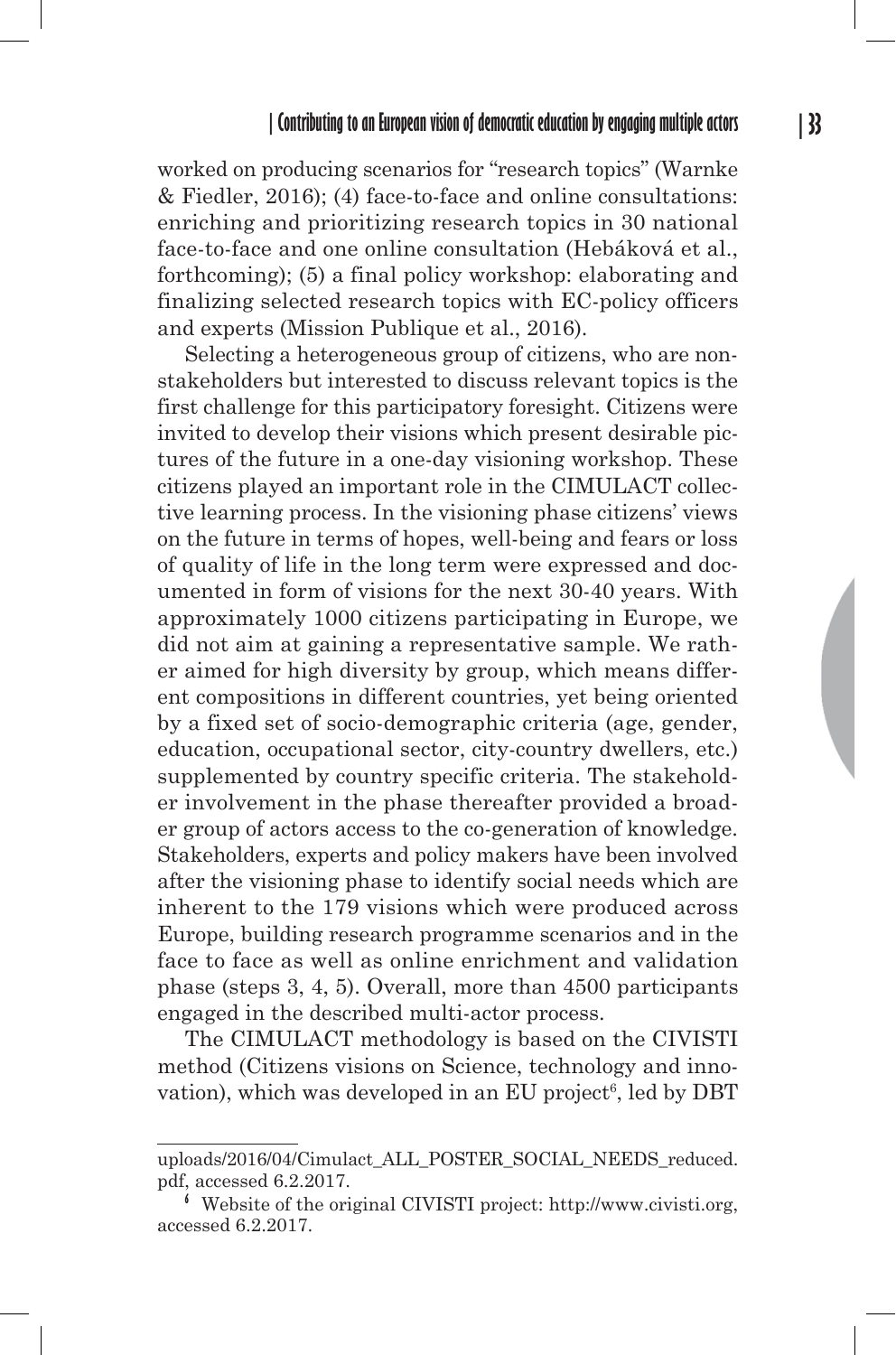worked on producing scenarios for "research topics" (Warnke & Fiedler, 2016); (4) face-to-face and online consultations: enriching and prioritizing research topics in 30 national face-to-face and one online consultation (Hebáková et al., forthcoming); (5) a final policy workshop: elaborating and finalizing selected research topics with EC-policy officers and experts (Mission Publique et al., 2016).

Selecting a heterogeneous group of citizens, who are non-stakeholders but interested to discuss relevant topics is the first challenge for this participatory foresight. Citizens were invited to develop their visions which present desirable pictures of the future in a one-day visioning workshop. These citizens played an important role in the CIMULACT collective learning process. In the visioning phase citizens' views on the future in terms of hopes, well-being and fears or loss of quality of life in the long term were expressed and documented in form of visions for the next 30-40 years. With approximately 1000 citizens participating in Europe, we did not aim at gaining a representative sample. We rather aimed for high diversity by group, which means different compositions in different countries, yet being oriented by a fixed set of socio-demographic criteria (age, gender, education, occupational sector, city-country dwellers, etc.) supplemented by country specific criteria. The stakeholder involvement in the phase thereafter provided a broader group of actors access to the co-generation of knowledge. Stakeholders, experts and policy makers have been involved after the visioning phase to identify social needs which are inherent to the 179 visions which were produced across Europe, building research programme scenarios and in the face to face as well as online enrichment and validation phase (steps 3, 4, 5). Overall, more than 4500 participants engaged in the described multi-actor process.

The CIMULACT methodology is based on the CIVISTI method (Citizens visions on Science, technology and innovation), which was developed in an EU project[6], led by DBT

---

uploads/2016/04/Cimulact_ALL_POSTER_SOCIAL_NEEDS_reduced.pdf, accessed 6.2.2017.

[6] Website of the original CIVISTI project: http://www.civisti.org, accessed 6.2.2017.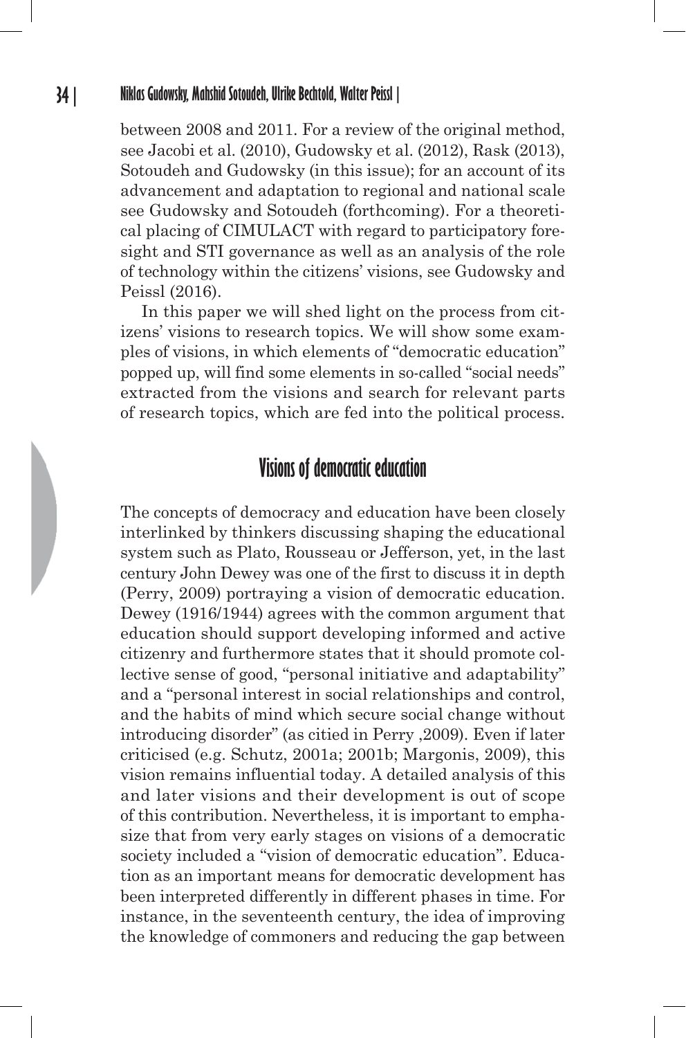between 2008 and 2011. For a review of the original method, see Jacobi et al. (2010), Gudowsky et al. (2012), Rask (2013), Sotoudeh and Gudowsky (in this issue); for an account of its advancement and adaptation to regional and national scale see Gudowsky and Sotoudeh (forthcoming). For a theoretical placing of CIMULACT with regard to participatory foresight and STI governance as well as an analysis of the role of technology within the citizens' visions, see Gudowsky and Peissl (2016).

In this paper we will shed light on the process from citizens' visions to research topics. We will show some examples of visions, in which elements of "democratic education" popped up, will find some elements in so-called "social needs" extracted from the visions and search for relevant parts of research topics, which are fed into the political process.

## Visions of democratic education

The concepts of democracy and education have been closely interlinked by thinkers discussing shaping the educational system such as Plato, Rousseau or Jefferson, yet, in the last century John Dewey was one of the first to discuss it in depth (Perry, 2009) portraying a vision of democratic education. Dewey (1916/1944) agrees with the common argument that education should support developing informed and active citizenry and furthermore states that it should promote collective sense of good, "personal initiative and adaptability" and a "personal interest in social relationships and control, and the habits of mind which secure social change without introducing disorder" (as citied in Perry ,2009). Even if later criticised (e.g. Schutz, 2001a; 2001b; Margonis, 2009), this vision remains influential today. A detailed analysis of this and later visions and their development is out of scope of this contribution. Nevertheless, it is important to emphasize that from very early stages on visions of a democratic society included a "vision of democratic education". Education as an important means for democratic development has been interpreted differently in different phases in time. For instance, in the seventeenth century, the idea of improving the knowledge of commoners and reducing the gap between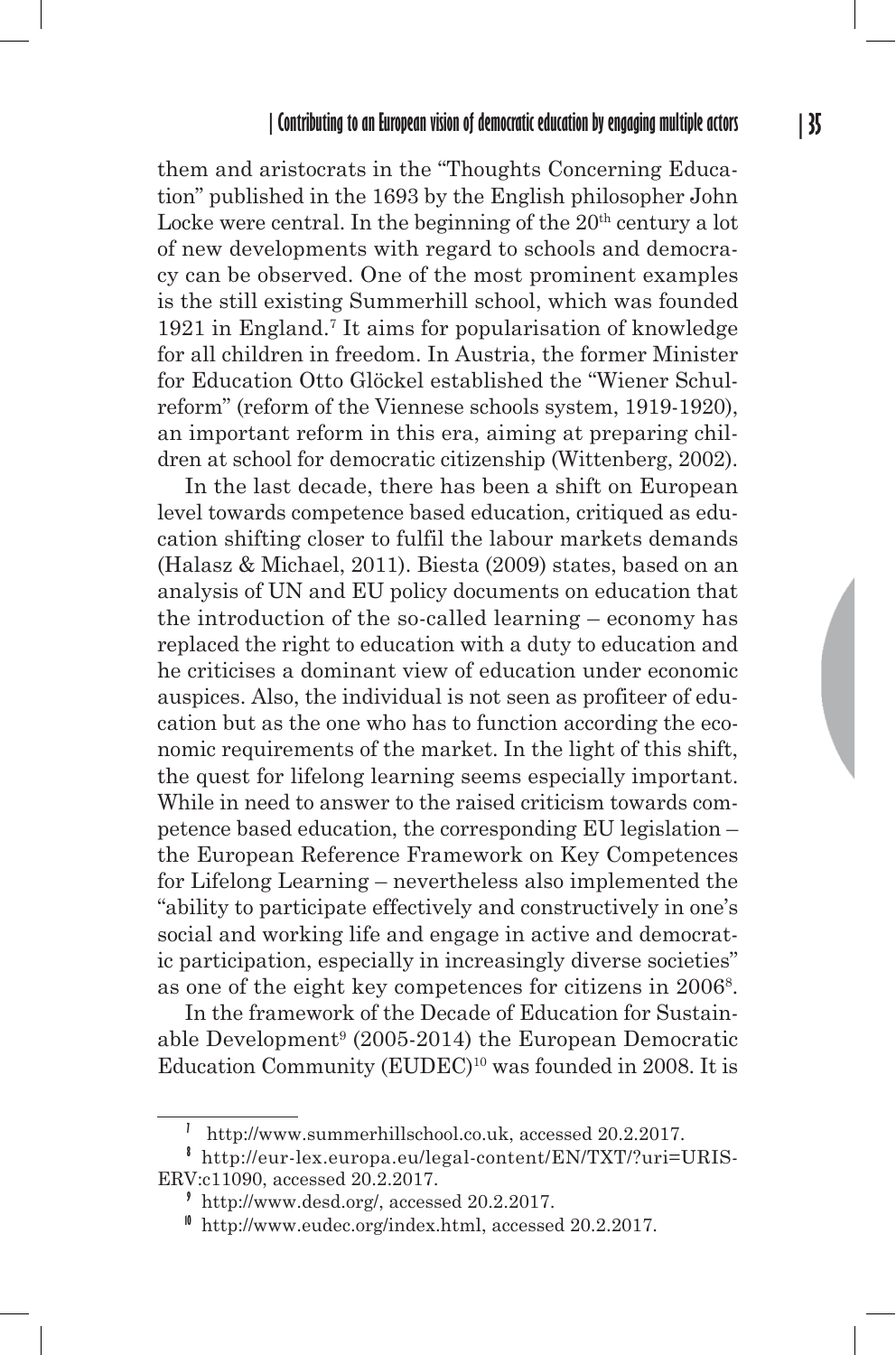them and aristocrats in the "Thoughts Concerning Education" published in the 1693 by the English philosopher John Locke were central. In the beginning of the $20^{th}$ century a lot of new developments with regard to schools and democracy can be observed. One of the most prominent examples is the still existing Summerhill school, which was founded 1921 in England.[7] It aims for popularisation of knowledge for all children in freedom. In Austria, the former Minister for Education Otto Glöckel established the "Wiener Schulreform" (reform of the Viennese schools system, 1919-1920), an important reform in this era, aiming at preparing children at school for democratic citizenship (Wittenberg, 2002).

In the last decade, there has been a shift on European level towards competence based education, critiqued as education shifting closer to fulfil the labour markets demands (Halasz & Michael, 2011). Biesta (2009) states, based on an analysis of UN and EU policy documents on education that the introduction of the so-called learning – economy has replaced the right to education with a duty to education and he criticises a dominant view of education under economic auspices. Also, the individual is not seen as profiteer of education but as the one who has to function according the economic requirements of the market. In the light of this shift, the quest for lifelong learning seems especially important. While in need to answer to the raised criticism towards competence based education, the corresponding EU legislation – the European Reference Framework on Key Competences for Lifelong Learning – nevertheless also implemented the "ability to participate effectively and constructively in one's social and working life and engage in active and democratic participation, especially in increasingly diverse societies" as one of the eight key competences for citizens in 2006[8].

In the framework of the Decade of Education for Sustainable Development[9] (2005-2014) the European Democratic Education Community (EUDEC)[10] was founded in 2008. It is

---

[7] http://www.summerhillschool.co.uk, accessed 20.2.2017.

[8] http://eur-lex.europa.eu/legal-content/EN/TXT/?uri=URISERV:c11090, accessed 20.2.2017.

[9] http://www.desd.org/, accessed 20.2.2017.

[10] http://www.eudec.org/index.html, accessed 20.2.2017.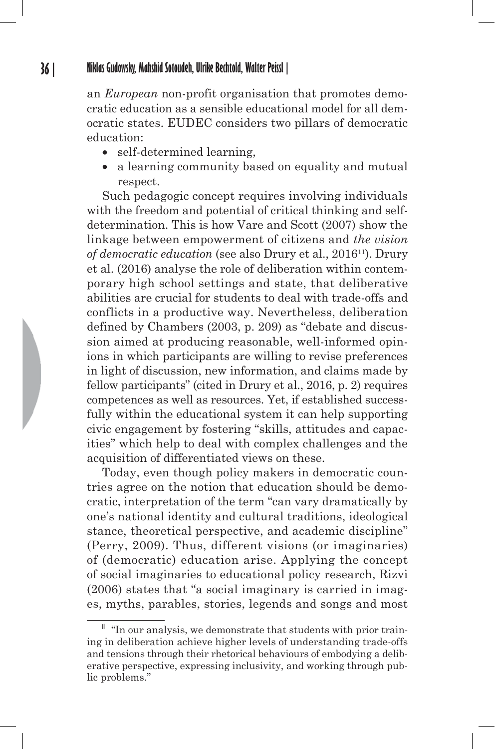an *European* non-profit organisation that promotes democratic education as a sensible educational model for all democratic states. EUDEC considers two pillars of democratic education:

- self-determined learning,
- a learning community based on equality and mutual respect.

Such pedagogic concept requires involving individuals with the freedom and potential of critical thinking and self-determination. This is how Vare and Scott (2007) show the linkage between empowerment of citizens and *the vision of democratic education* (see also Drury et al., 2016[11]). Drury et al. (2016) analyse the role of deliberation within contemporary high school settings and state, that deliberative abilities are crucial for students to deal with trade-offs and conflicts in a productive way. Nevertheless, deliberation defined by Chambers (2003, p. 209) as "debate and discussion aimed at producing reasonable, well-informed opinions in which participants are willing to revise preferences in light of discussion, new information, and claims made by fellow participants" (cited in Drury et al., 2016, p. 2) requires competences as well as resources. Yet, if established successfully within the educational system it can help supporting civic engagement by fostering "skills, attitudes and capacities" which help to deal with complex challenges and the acquisition of differentiated views on these.

Today, even though policy makers in democratic countries agree on the notion that education should be democratic, interpretation of the term "can vary dramatically by one's national identity and cultural traditions, ideological stance, theoretical perspective, and academic discipline" (Perry, 2009). Thus, different visions (or imaginaries) of (democratic) education arise. Applying the concept of social imaginaries to educational policy research, Rizvi (2006) states that "a social imaginary is carried in images, myths, parables, stories, legends and songs and most

[11] "In our analysis, we demonstrate that students with prior training in deliberation achieve higher levels of understanding trade-offs and tensions through their rhetorical behaviours of embodying a deliberative perspective, expressing inclusivity, and working through public problems."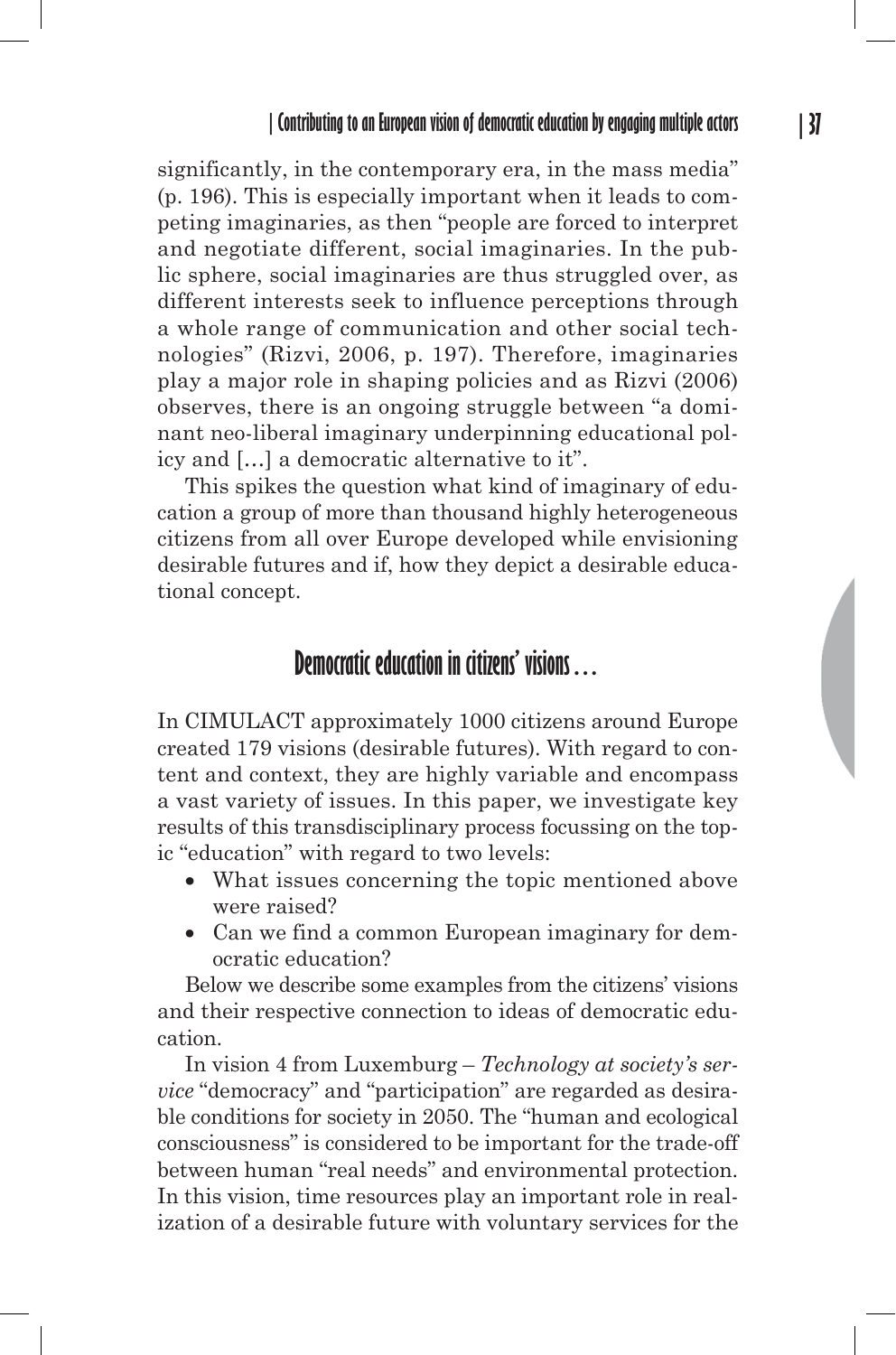significantly, in the contemporary era, in the mass media" (p. 196). This is especially important when it leads to competing imaginaries, as then "people are forced to interpret and negotiate different, social imaginaries. In the public sphere, social imaginaries are thus struggled over, as different interests seek to influence perceptions through a whole range of communication and other social technologies" (Rizvi, 2006, p. 197). Therefore, imaginaries play a major role in shaping policies and as Rizvi (2006) observes, there is an ongoing struggle between "a dominant neo-liberal imaginary underpinning educational policy and […] a democratic alternative to it".

This spikes the question what kind of imaginary of education a group of more than thousand highly heterogeneous citizens from all over Europe developed while envisioning desirable futures and if, how they depict a desirable educational concept.

## Democratic education in citizens' visions…

In CIMULACT approximately 1000 citizens around Europe created 179 visions (desirable futures). With regard to content and context, they are highly variable and encompass a vast variety of issues. In this paper, we investigate key results of this transdisciplinary process focussing on the topic "education" with regard to two levels:

- What issues concerning the topic mentioned above were raised?
- Can we find a common European imaginary for democratic education?

Below we describe some examples from the citizens' visions and their respective connection to ideas of democratic education.

In vision 4 from Luxemburg – *Technology at society's service* "democracy" and "participation" are regarded as desirable conditions for society in 2050. The "human and ecological consciousness" is considered to be important for the trade-off between human "real needs" and environmental protection. In this vision, time resources play an important role in realization of a desirable future with voluntary services for the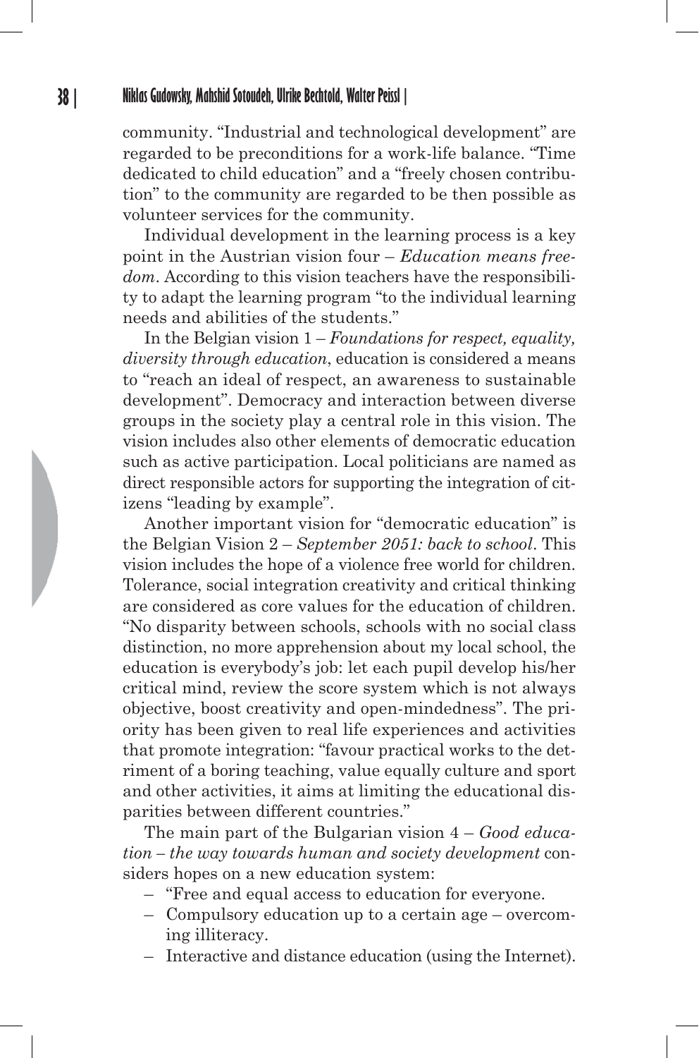community. "Industrial and technological development" are regarded to be preconditions for a work-life balance. "Time dedicated to child education" and a "freely chosen contribution" to the community are regarded to be then possible as volunteer services for the community.

Individual development in the learning process is a key point in the Austrian vision four – *Education means freedom*. According to this vision teachers have the responsibility to adapt the learning program "to the individual learning needs and abilities of the students."

In the Belgian vision 1 – *Foundations for respect, equality, diversity through education*, education is considered a means to "reach an ideal of respect, an awareness to sustainable development". Democracy and interaction between diverse groups in the society play a central role in this vision. The vision includes also other elements of democratic education such as active participation. Local politicians are named as direct responsible actors for supporting the integration of citizens "leading by example".

Another important vision for "democratic education" is the Belgian Vision 2 – *September 2051: back to school*. This vision includes the hope of a violence free world for children. Tolerance, social integration creativity and critical thinking are considered as core values for the education of children. "No disparity between schools, schools with no social class distinction, no more apprehension about my local school, the education is everybody's job: let each pupil develop his/her critical mind, review the score system which is not always objective, boost creativity and open-mindedness". The priority has been given to real life experiences and activities that promote integration: "favour practical works to the detriment of a boring teaching, value equally culture and sport and other activities, it aims at limiting the educational disparities between different countries."

The main part of the Bulgarian vision 4 – *Good education – the way towards human and society development* considers hopes on a new education system:

- "Free and equal access to education for everyone.
- Compulsory education up to a certain age – overcoming illiteracy.
- Interactive and distance education (using the Internet).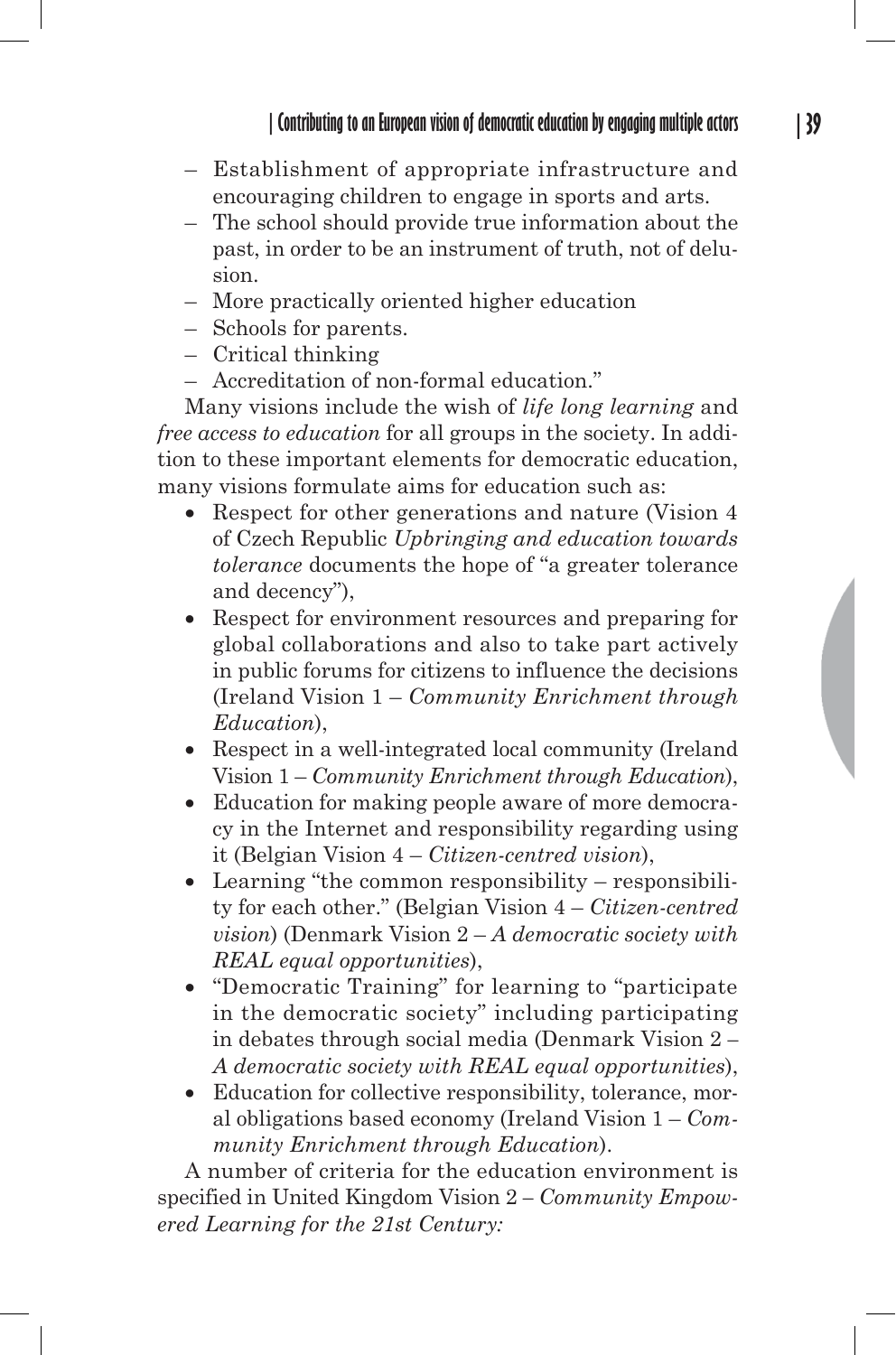– Establishment of appropriate infrastructure and encouraging children to engage in sports and arts.
– The school should provide true information about the past, in order to be an instrument of truth, not of delusion.
– More practically oriented higher education
– Schools for parents.
– Critical thinking
– Accreditation of non-formal education."

Many visions include the wish of *life long learning* and *free access to education* for all groups in the society. In addition to these important elements for democratic education, many visions formulate aims for education such as:

- Respect for other generations and nature (Vision 4 of Czech Republic *Upbringing and education towards tolerance* documents the hope of "a greater tolerance and decency"),
- Respect for environment resources and preparing for global collaborations and also to take part actively in public forums for citizens to influence the decisions (Ireland Vision 1 – *Community Enrichment through Education*),
- Respect in a well-integrated local community (Ireland Vision 1 – *Community Enrichment through Education*),
- Education for making people aware of more democracy in the Internet and responsibility regarding using it (Belgian Vision 4 – *Citizen-centred vision*),
- Learning "the common responsibility – responsibility for each other." (Belgian Vision 4 – *Citizen-centred vision*) (Denmark Vision 2 – *A democratic society with REAL equal opportunities*),
- "Democratic Training" for learning to "participate in the democratic society" including participating in debates through social media (Denmark Vision 2 – *A democratic society with REAL equal opportunities*),
- Education for collective responsibility, tolerance, moral obligations based economy (Ireland Vision 1 – *Community Enrichment through Education*).

A number of criteria for the education environment is specified in United Kingdom Vision 2 – *Community Empowered Learning for the 21st Century:*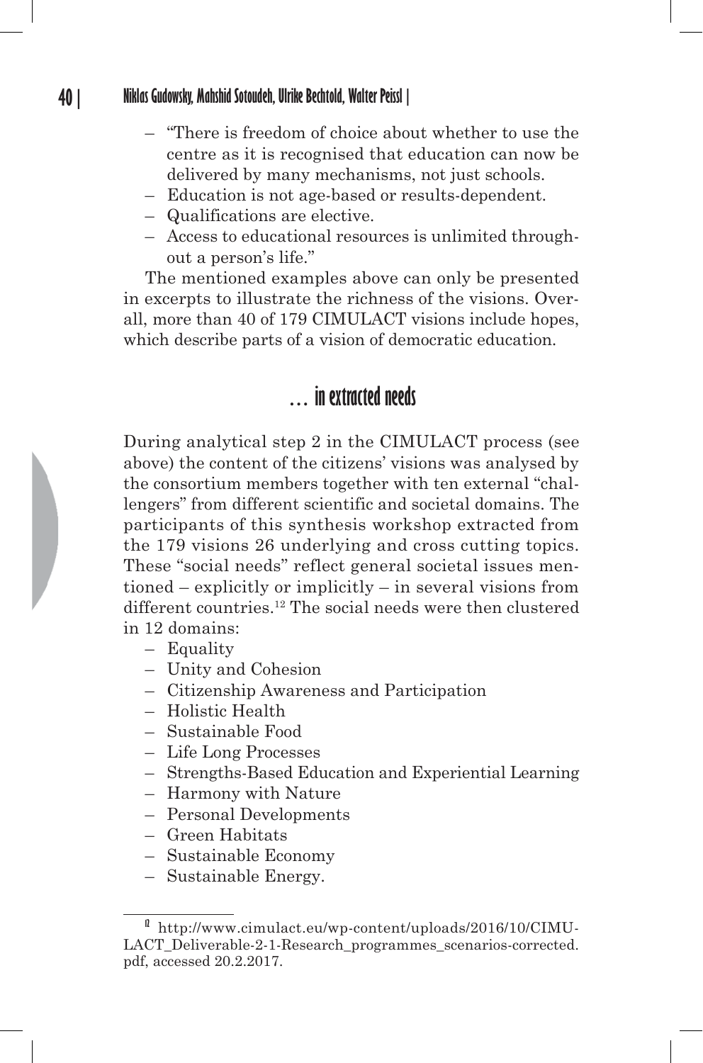- "There is freedom of choice about whether to use the centre as it is recognised that education can now be delivered by many mechanisms, not just schools.
- Education is not age-based or results-dependent.
- Qualifications are elective.
- Access to educational resources is unlimited throughout a person's life."

The mentioned examples above can only be presented in excerpts to illustrate the richness of the visions. Overall, more than 40 of 179 CIMULACT visions include hopes, which describe parts of a vision of democratic education.

## … in extracted needs

During analytical step 2 in the CIMULACT process (see above) the content of the citizens' visions was analysed by the consortium members together with ten external "challengers" from different scientific and societal domains. The participants of this synthesis workshop extracted from the 179 visions 26 underlying and cross cutting topics. These "social needs" reflect general societal issues mentioned – explicitly or implicitly – in several visions from different countries.[12] The social needs were then clustered in 12 domains:

- Equality
- Unity and Cohesion
- Citizenship Awareness and Participation
- Holistic Health
- Sustainable Food
- Life Long Processes
- Strengths-Based Education and Experiential Learning
- Harmony with Nature
- Personal Developments
- Green Habitats
- Sustainable Economy
- Sustainable Energy.

[12] http://www.cimulact.eu/wp-content/uploads/2016/10/CIMULACT_Deliverable-2-1-Research_programmes_scenarios-corrected.pdf, accessed 20.2.2017.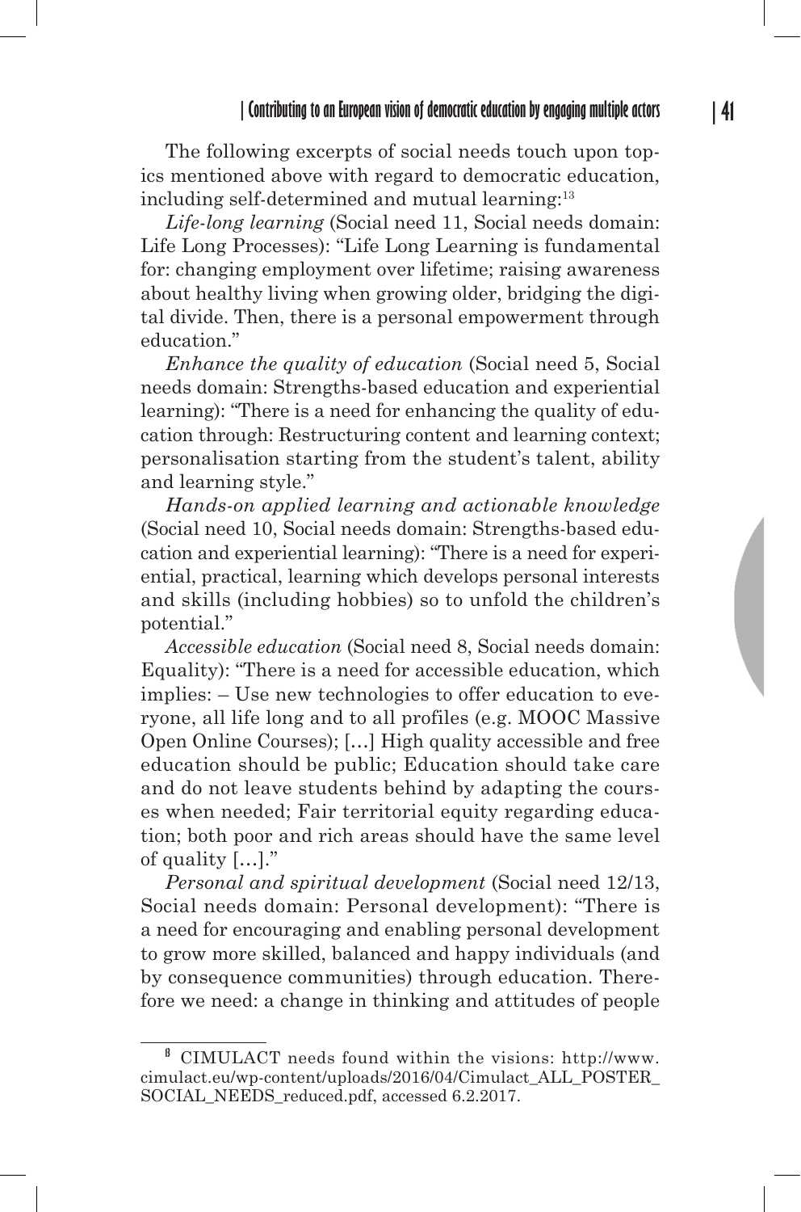The following excerpts of social needs touch upon topics mentioned above with regard to democratic education, including self-determined and mutual learning:[13]

*Life-long learning* (Social need 11, Social needs domain: Life Long Processes): "Life Long Learning is fundamental for: changing employment over lifetime; raising awareness about healthy living when growing older, bridging the digital divide. Then, there is a personal empowerment through education."

*Enhance the quality of education* (Social need 5, Social needs domain: Strengths-based education and experiential learning): "There is a need for enhancing the quality of education through: Restructuring content and learning context; personalisation starting from the student's talent, ability and learning style."

*Hands-on applied learning and actionable knowledge* (Social need 10, Social needs domain: Strengths-based education and experiential learning): "There is a need for experiential, practical, learning which develops personal interests and skills (including hobbies) so to unfold the children's potential."

*Accessible education* (Social need 8, Social needs domain: Equality): "There is a need for accessible education, which implies: – Use new technologies to offer education to everyone, all life long and to all profiles (e.g. MOOC Massive Open Online Courses); […] High quality accessible and free education should be public; Education should take care and do not leave students behind by adapting the courses when needed; Fair territorial equity regarding education; both poor and rich areas should have the same level of quality […]."

*Personal and spiritual development* (Social need 12/13, Social needs domain: Personal development): "There is a need for encouraging and enabling personal development to grow more skilled, balanced and happy individuals (and by consequence communities) through education. Therefore we need: a change in thinking and attitudes of people

---

[13] CIMULACT needs found within the visions: http://www.cimulact.eu/wp-content/uploads/2016/04/Cimulact_ALL_POSTER_SOCIAL_NEEDS_reduced.pdf, accessed 6.2.2017.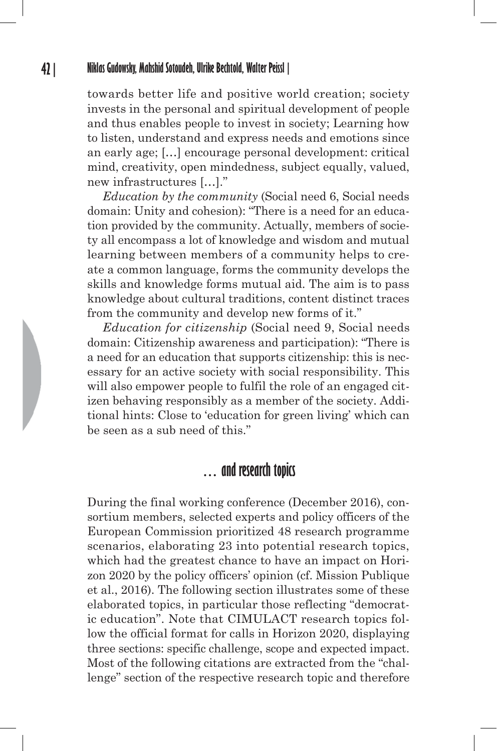towards better life and positive world creation; society invests in the personal and spiritual development of people and thus enables people to invest in society; Learning how to listen, understand and express needs and emotions since an early age; […] encourage personal development: critical mind, creativity, open mindedness, subject equally, valued, new infrastructures […]."

*Education by the community* (Social need 6, Social needs domain: Unity and cohesion): "There is a need for an education provided by the community. Actually, members of society all encompass a lot of knowledge and wisdom and mutual learning between members of a community helps to create a common language, forms the community develops the skills and knowledge forms mutual aid. The aim is to pass knowledge about cultural traditions, content distinct traces from the community and develop new forms of it."

*Education for citizenship* (Social need 9, Social needs domain: Citizenship awareness and participation): "There is a need for an education that supports citizenship: this is necessary for an active society with social responsibility. This will also empower people to fulfil the role of an engaged citizen behaving responsibly as a member of the society. Additional hints: Close to 'education for green living' which can be seen as a sub need of this."

## … and research topics

During the final working conference (December 2016), consortium members, selected experts and policy officers of the European Commission prioritized 48 research programme scenarios, elaborating 23 into potential research topics, which had the greatest chance to have an impact on Horizon 2020 by the policy officers' opinion (cf. Mission Publique et al., 2016). The following section illustrates some of these elaborated topics, in particular those reflecting "democratic education". Note that CIMULACT research topics follow the official format for calls in Horizon 2020, displaying three sections: specific challenge, scope and expected impact. Most of the following citations are extracted from the "challenge" section of the respective research topic and therefore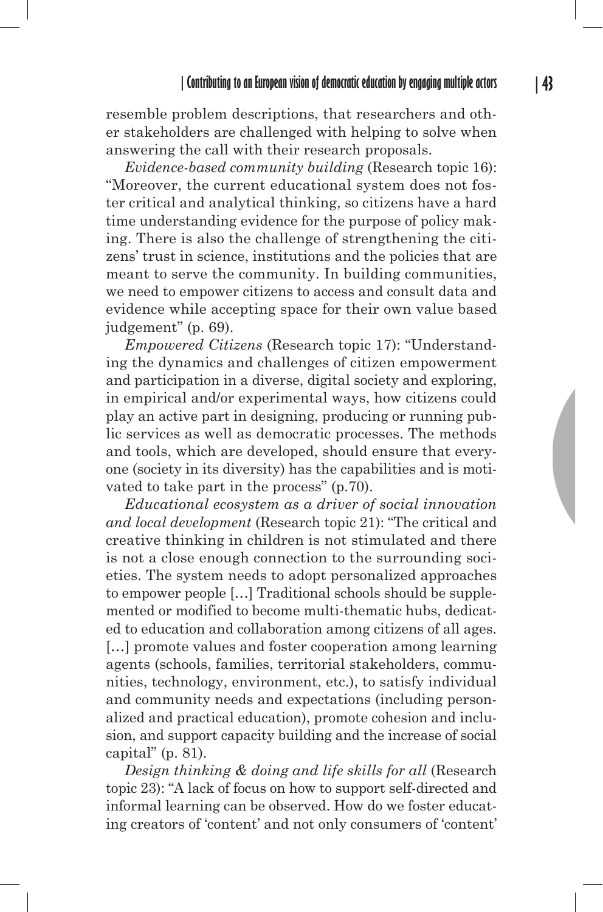resemble problem descriptions, that researchers and other stakeholders are challenged with helping to solve when answering the call with their research proposals.

*Evidence-based community building* (Research topic 16): "Moreover, the current educational system does not foster critical and analytical thinking, so citizens have a hard time understanding evidence for the purpose of policy making. There is also the challenge of strengthening the citizens' trust in science, institutions and the policies that are meant to serve the community. In building communities, we need to empower citizens to access and consult data and evidence while accepting space for their own value based judgement" (p. 69).

*Empowered Citizens* (Research topic 17): "Understanding the dynamics and challenges of citizen empowerment and participation in a diverse, digital society and exploring, in empirical and/or experimental ways, how citizens could play an active part in designing, producing or running public services as well as democratic processes. The methods and tools, which are developed, should ensure that everyone (society in its diversity) has the capabilities and is motivated to take part in the process" (p.70).

*Educational ecosystem as a driver of social innovation and local development* (Research topic 21): "The critical and creative thinking in children is not stimulated and there is not a close enough connection to the surrounding societies. The system needs to adopt personalized approaches to empower people […] Traditional schools should be supplemented or modified to become multi-thematic hubs, dedicated to education and collaboration among citizens of all ages. […] promote values and foster cooperation among learning agents (schools, families, territorial stakeholders, communities, technology, environment, etc.), to satisfy individual and community needs and expectations (including personalized and practical education), promote cohesion and inclusion, and support capacity building and the increase of social capital" (p. 81).

*Design thinking & doing and life skills for all* (Research topic 23): "A lack of focus on how to support self-directed and informal learning can be observed. How do we foster educating creators of 'content' and not only consumers of 'content'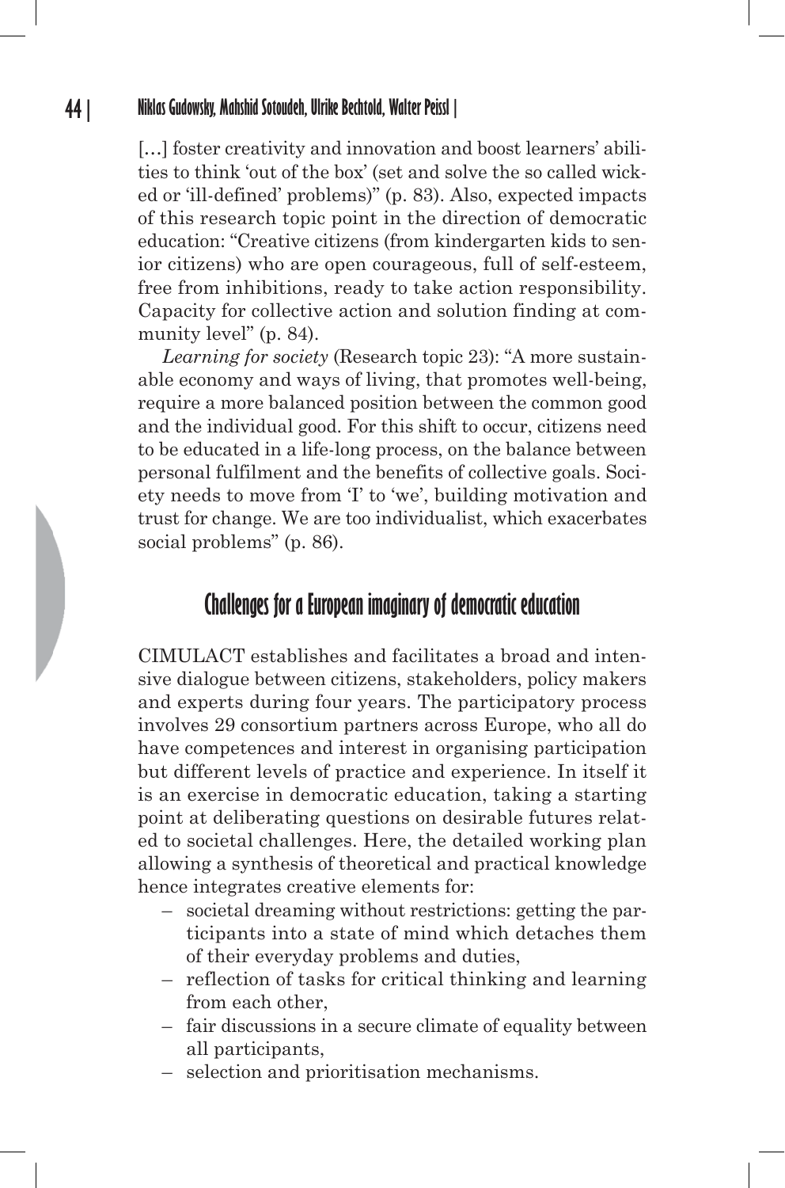[…] foster creativity and innovation and boost learners' abilities to think 'out of the box' (set and solve the so called wicked or 'ill-defined' problems)" (p. 83). Also, expected impacts of this research topic point in the direction of democratic education: "Creative citizens (from kindergarten kids to senior citizens) who are open courageous, full of self-esteem, free from inhibitions, ready to take action responsibility. Capacity for collective action and solution finding at community level" (p. 84).

*Learning for society* (Research topic 23): "A more sustainable economy and ways of living, that promotes well-being, require a more balanced position between the common good and the individual good. For this shift to occur, citizens need to be educated in a life-long process, on the balance between personal fulfilment and the benefits of collective goals. Society needs to move from 'I' to 'we', building motivation and trust for change. We are too individualist, which exacerbates social problems" (p. 86).

## Challenges for a European imaginary of democratic education

CIMULACT establishes and facilitates a broad and intensive dialogue between citizens, stakeholders, policy makers and experts during four years. The participatory process involves 29 consortium partners across Europe, who all do have competences and interest in organising participation but different levels of practice and experience. In itself it is an exercise in democratic education, taking a starting point at deliberating questions on desirable futures related to societal challenges. Here, the detailed working plan allowing a synthesis of theoretical and practical knowledge hence integrates creative elements for:

- societal dreaming without restrictions: getting the participants into a state of mind which detaches them of their everyday problems and duties,
- reflection of tasks for critical thinking and learning from each other,
- fair discussions in a secure climate of equality between all participants,
- selection and prioritisation mechanisms.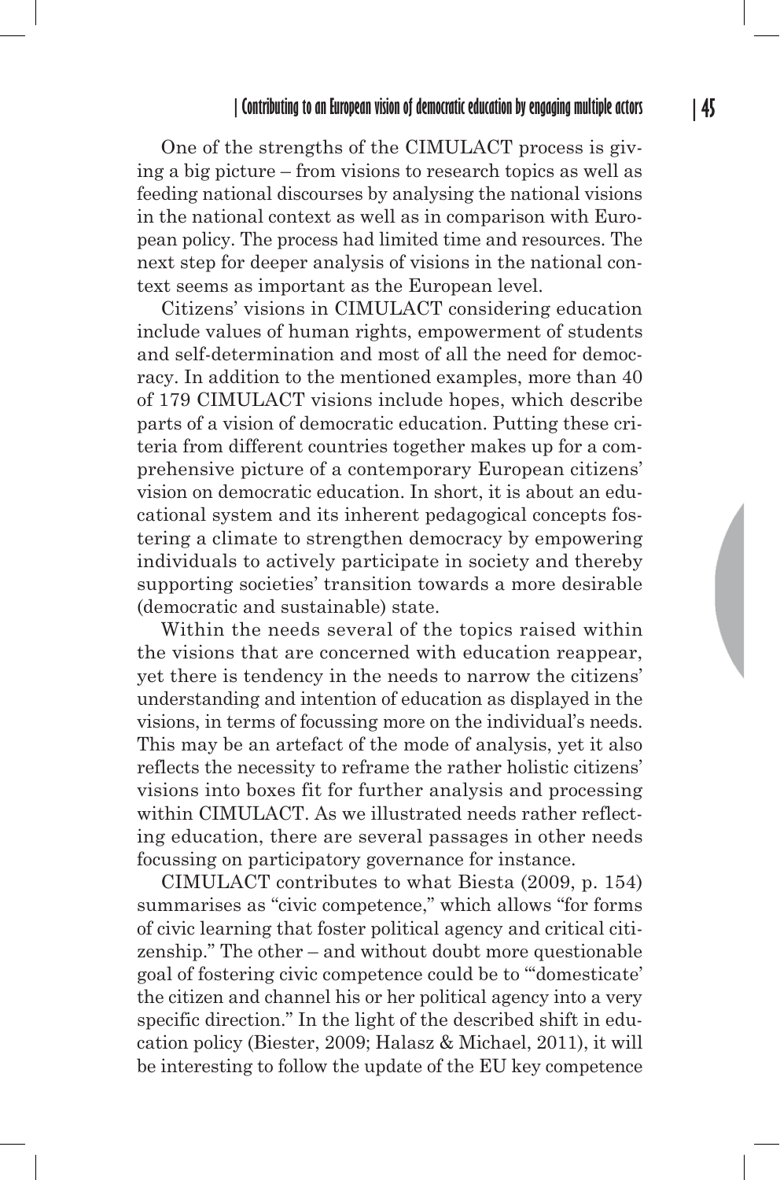One of the strengths of the CIMULACT process is giving a big picture – from visions to research topics as well as feeding national discourses by analysing the national visions in the national context as well as in comparison with European policy. The process had limited time and resources. The next step for deeper analysis of visions in the national context seems as important as the European level.

Citizens' visions in CIMULACT considering education include values of human rights, empowerment of students and self-determination and most of all the need for democracy. In addition to the mentioned examples, more than 40 of 179 CIMULACT visions include hopes, which describe parts of a vision of democratic education. Putting these criteria from different countries together makes up for a comprehensive picture of a contemporary European citizens' vision on democratic education. In short, it is about an educational system and its inherent pedagogical concepts fostering a climate to strengthen democracy by empowering individuals to actively participate in society and thereby supporting societies' transition towards a more desirable (democratic and sustainable) state.

Within the needs several of the topics raised within the visions that are concerned with education reappear, yet there is tendency in the needs to narrow the citizens' understanding and intention of education as displayed in the visions, in terms of focussing more on the individual's needs. This may be an artefact of the mode of analysis, yet it also reflects the necessity to reframe the rather holistic citizens' visions into boxes fit for further analysis and processing within CIMULACT. As we illustrated needs rather reflecting education, there are several passages in other needs focussing on participatory governance for instance.

CIMULACT contributes to what Biesta (2009, p. 154) summarises as "civic competence," which allows "for forms of civic learning that foster political agency and critical citizenship." The other – and without doubt more questionable goal of fostering civic competence could be to "'domesticate' the citizen and channel his or her political agency into a very specific direction." In the light of the described shift in education policy (Biester, 2009; Halasz & Michael, 2011), it will be interesting to follow the update of the EU key competence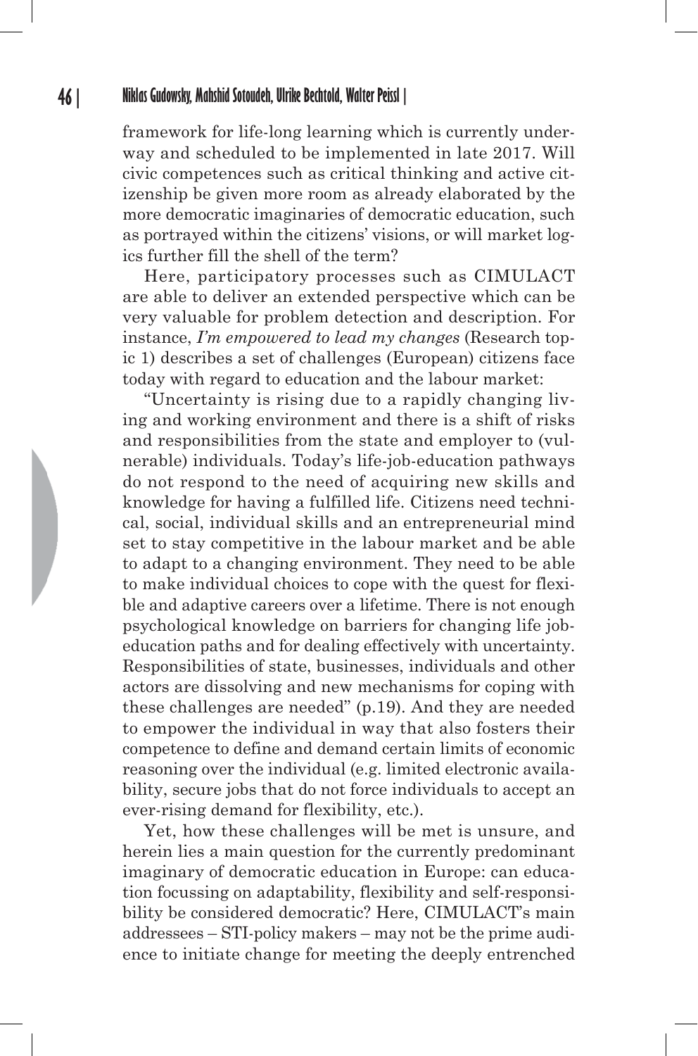framework for life-long learning which is currently underway and scheduled to be implemented in late 2017. Will civic competences such as critical thinking and active citizenship be given more room as already elaborated by the more democratic imaginaries of democratic education, such as portrayed within the citizens' visions, or will market logics further fill the shell of the term?

Here, participatory processes such as CIMULACT are able to deliver an extended perspective which can be very valuable for problem detection and description. For instance, *I'm empowered to lead my changes* (Research topic 1) describes a set of challenges (European) citizens face today with regard to education and the labour market:

"Uncertainty is rising due to a rapidly changing living and working environment and there is a shift of risks and responsibilities from the state and employer to (vulnerable) individuals. Today's life-job-education pathways do not respond to the need of acquiring new skills and knowledge for having a fulfilled life. Citizens need technical, social, individual skills and an entrepreneurial mind set to stay competitive in the labour market and be able to adapt to a changing environment. They need to be able to make individual choices to cope with the quest for flexible and adaptive careers over a lifetime. There is not enough psychological knowledge on barriers for changing life job-education paths and for dealing effectively with uncertainty. Responsibilities of state, businesses, individuals and other actors are dissolving and new mechanisms for coping with these challenges are needed" (p.19). And they are needed to empower the individual in way that also fosters their competence to define and demand certain limits of economic reasoning over the individual (e.g. limited electronic availability, secure jobs that do not force individuals to accept an ever-rising demand for flexibility, etc.).

Yet, how these challenges will be met is unsure, and herein lies a main question for the currently predominant imaginary of democratic education in Europe: can education focussing on adaptability, flexibility and self-responsibility be considered democratic? Here, CIMULACT's main addressees – STI-policy makers – may not be the prime audience to initiate change for meeting the deeply entrenched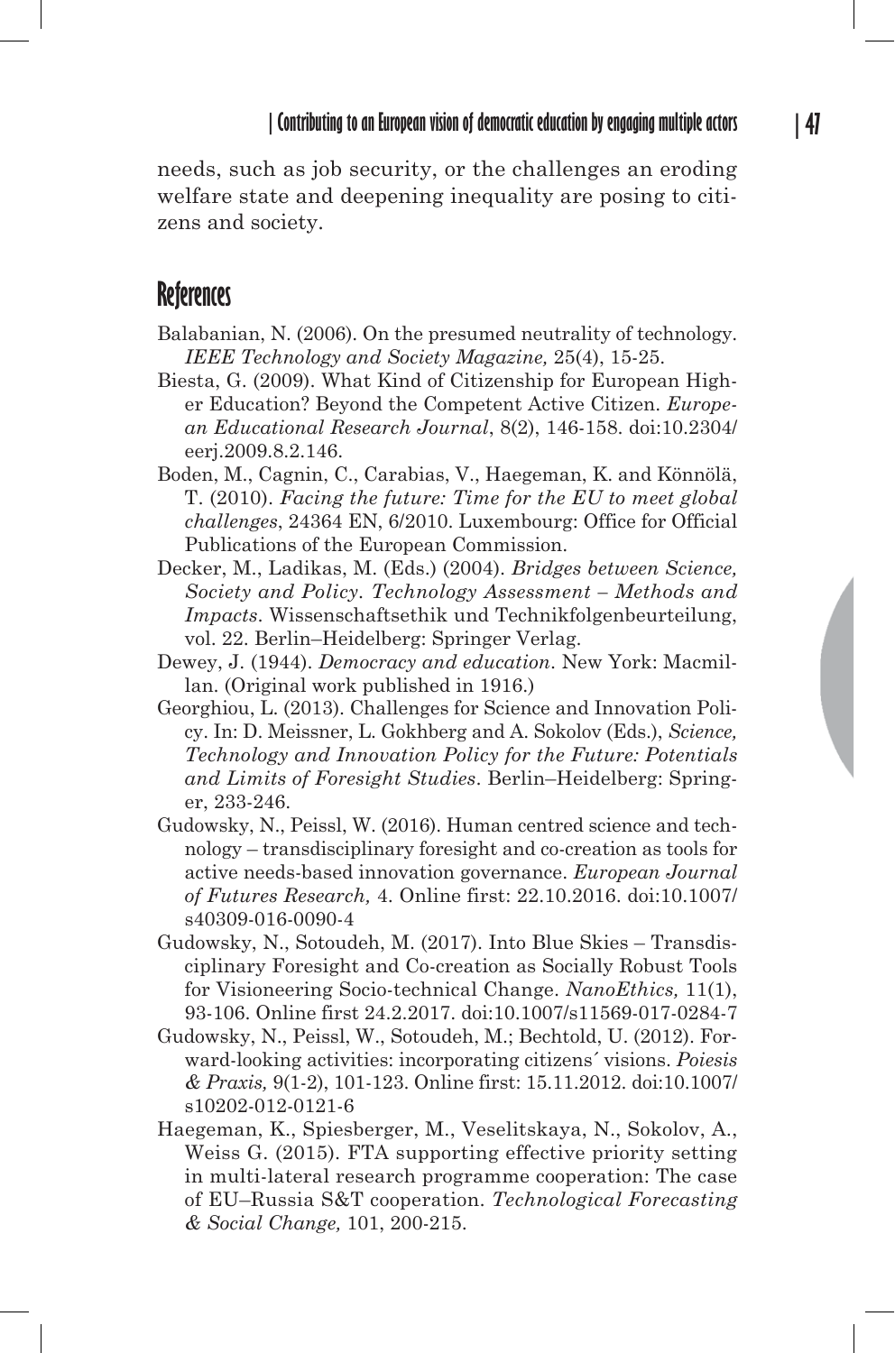needs, such as job security, or the challenges an eroding welfare state and deepening inequality are posing to citizens and society.

## References

Balabanian, N. (2006). On the presumed neutrality of technology. *IEEE Technology and Society Magazine,* 25(4), 15-25.

Biesta, G. (2009). What Kind of Citizenship for European Higher Education? Beyond the Competent Active Citizen. *European Educational Research Journal*, 8(2), 146-158. doi:10.2304/eerj.2009.8.2.146.

Boden, M., Cagnin, C., Carabias, V., Haegeman, K. and Könnölä, T. (2010). *Facing the future: Time for the EU to meet global challenges*, 24364 EN, 6/2010. Luxembourg: Office for Official Publications of the European Commission.

Decker, M., Ladikas, M. (Eds.) (2004). *Bridges between Science, Society and Policy. Technology Assessment – Methods and Impacts*. Wissenschaftsethik und Technikfolgenbeurteilung, vol. 22. Berlin–Heidelberg: Springer Verlag.

Dewey, J. (1944). *Democracy and education*. New York: Macmillan. (Original work published in 1916.)

Georghiou, L. (2013). Challenges for Science and Innovation Policy. In: D. Meissner, L. Gokhberg and A. Sokolov (Eds.), *Science, Technology and Innovation Policy for the Future: Potentials and Limits of Foresight Studies*. Berlin–Heidelberg: Springer, 233-246.

Gudowsky, N., Peissl, W. (2016). Human centred science and technology – transdisciplinary foresight and co-creation as tools for active needs-based innovation governance. *European Journal of Futures Research,* 4. Online first: 22.10.2016. doi:10.1007/s40309-016-0090-4

Gudowsky, N., Sotoudeh, M. (2017). Into Blue Skies – Transdisciplinary Foresight and Co-creation as Socially Robust Tools for Visioneering Socio-technical Change. *NanoEthics,* 11(1), 93-106. Online first 24.2.2017. doi:10.1007/s11569-017-0284-7

Gudowsky, N., Peissl, W., Sotoudeh, M.; Bechtold, U. (2012). Forward-looking activities: incorporating citizens´ visions. *Poiesis & Praxis,* 9(1-2), 101-123. Online first: 15.11.2012. doi:10.1007/s10202-012-0121-6

Haegeman, K., Spiesberger, M., Veselitskaya, N., Sokolov, A., Weiss G. (2015). FTA supporting effective priority setting in multi-lateral research programme cooperation: The case of EU–Russia S&T cooperation. *Technological Forecasting & Social Change,* 101, 200-215.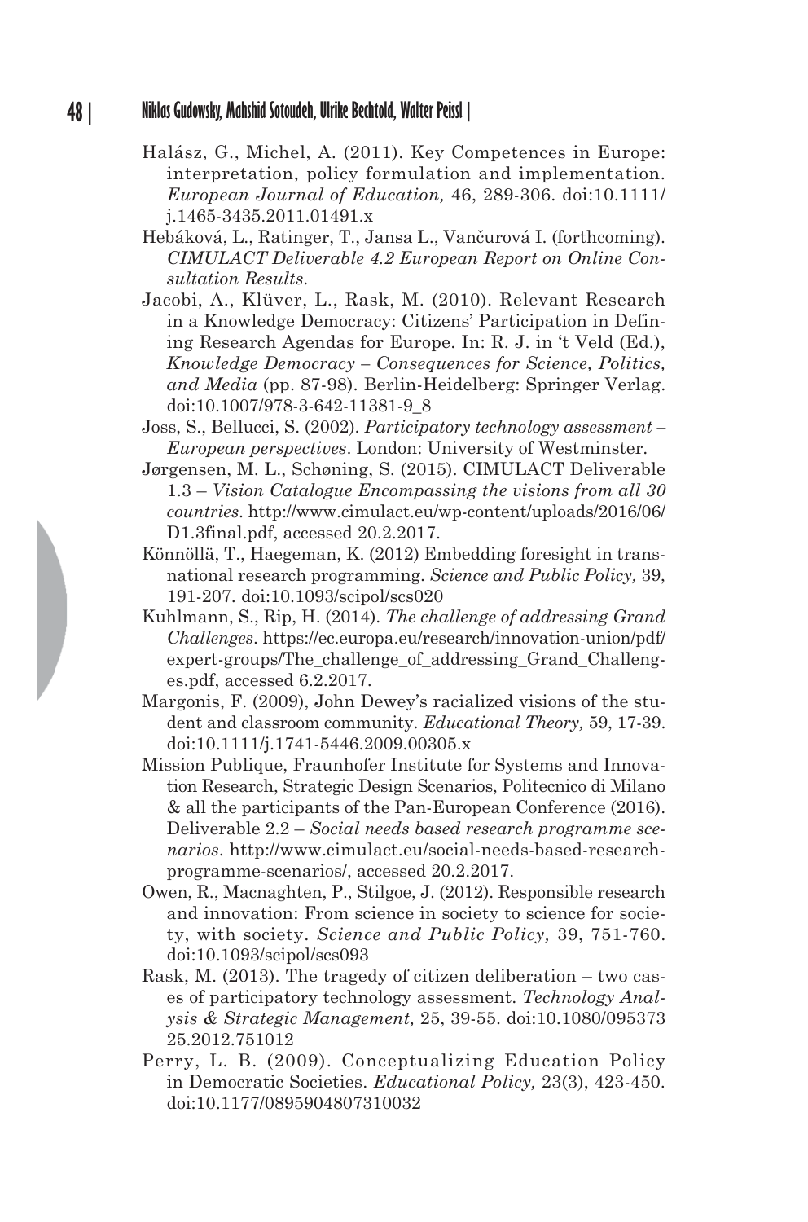Halász, G., Michel, A. (2011). Key Competences in Europe: interpretation, policy formulation and implementation. *European Journal of Education,* 46, 289-306. doi:10.1111/j.1465-3435.2011.01491.x

Hebáková, L., Ratinger, T., Jansa L., Vančurová I. (forthcoming). *CIMULACT Deliverable 4.2 European Report on Online Consultation Results*.

Jacobi, A., Klüver, L., Rask, M. (2010). Relevant Research in a Knowledge Democracy: Citizens' Participation in Defining Research Agendas for Europe. In: R. J. in 't Veld (Ed.), *Knowledge Democracy – Consequences for Science, Politics, and Media* (pp. 87-98). Berlin-Heidelberg: Springer Verlag. doi:10.1007/978-3-642-11381-9_8

Joss, S., Bellucci, S. (2002). *Participatory technology assessment – European perspectives*. London: University of Westminster.

Jørgensen, M. L., Schøning, S. (2015). CIMULACT Deliverable 1.3 – *Vision Catalogue Encompassing the visions from all 30 countries*. http://www.cimulact.eu/wp-content/uploads/2016/06/D1.3final.pdf, accessed 20.2.2017.

Könnöllä, T., Haegeman, K. (2012) Embedding foresight in transnational research programming. *Science and Public Policy,* 39, 191-207. doi:10.1093/scipol/scs020

Kuhlmann, S., Rip, H. (2014). *The challenge of addressing Grand Challenges*. https://ec.europa.eu/research/innovation-union/pdf/expert-groups/The_challenge_of_addressing_Grand_Challenges.pdf, accessed 6.2.2017.

Margonis, F. (2009), John Dewey's racialized visions of the student and classroom community. *Educational Theory,* 59, 17-39. doi:10.1111/j.1741-5446.2009.00305.x

Mission Publique, Fraunhofer Institute for Systems and Innovation Research, Strategic Design Scenarios, Politecnico di Milano & all the participants of the Pan-European Conference (2016). Deliverable 2.2 – *Social needs based research programme scenarios*. http://www.cimulact.eu/social-needs-based-research-programme-scenarios/, accessed 20.2.2017.

Owen, R., Macnaghten, P., Stilgoe, J. (2012). Responsible research and innovation: From science in society to science for society, with society. *Science and Public Policy,* 39, 751-760. doi:10.1093/scipol/scs093

Rask, M. (2013). The tragedy of citizen deliberation – two cases of participatory technology assessment. *Technology Analysis & Strategic Management,* 25, 39-55. doi:10.1080/09537325.2012.751012

Perry, L. B. (2009). Conceptualizing Education Policy in Democratic Societies. *Educational Policy,* 23(3), 423-450. doi:10.1177/0895904807310032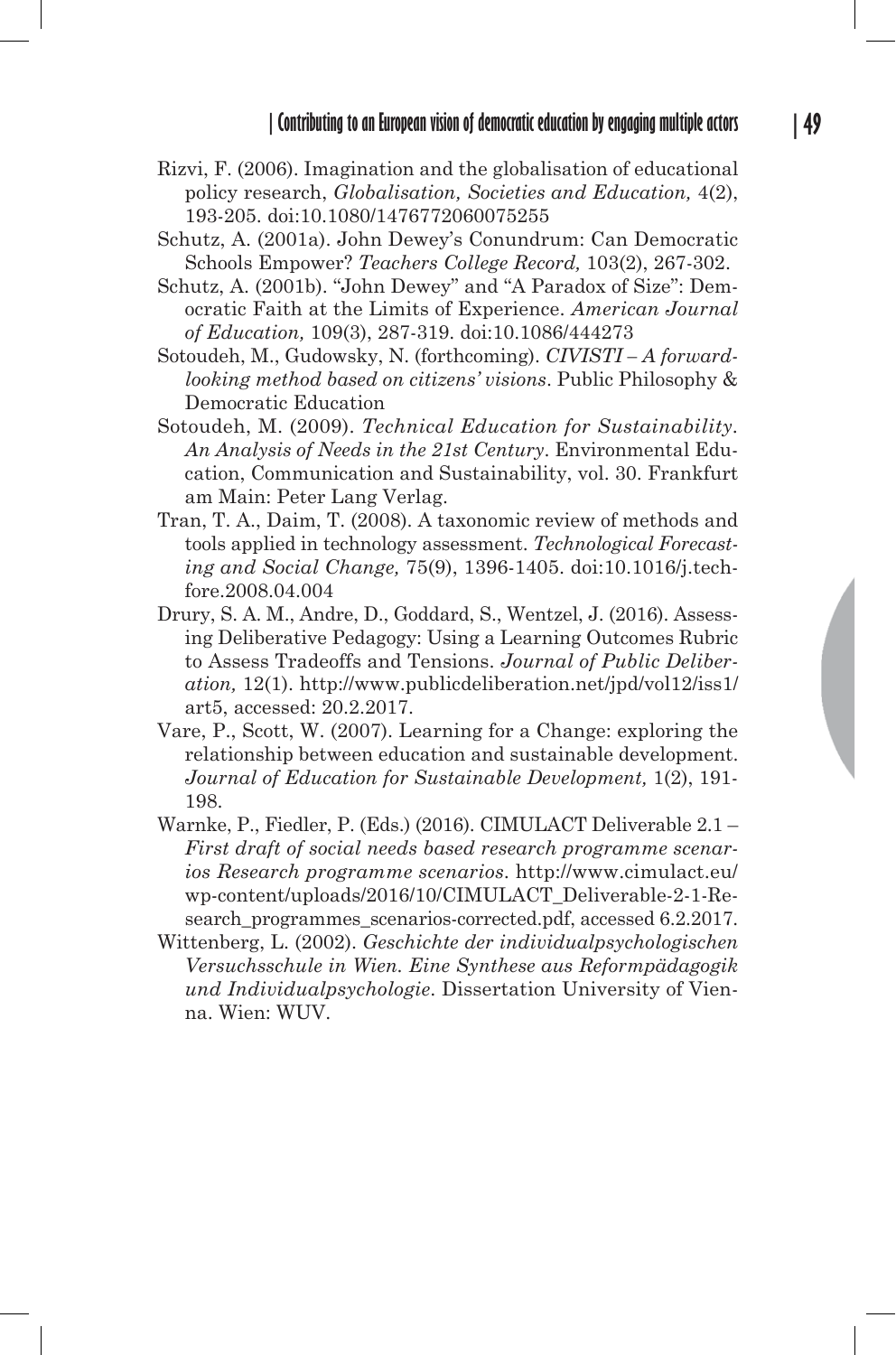Rizvi, F. (2006). Imagination and the globalisation of educational policy research, *Globalisation, Societies and Education,* 4(2), 193-205. doi:10.1080/1476772060075255

Schutz, A. (2001a). John Dewey's Conundrum: Can Democratic Schools Empower? *Teachers College Record,* 103(2), 267-302.

Schutz, A. (2001b). "John Dewey" and "A Paradox of Size": Democratic Faith at the Limits of Experience. *American Journal of Education,* 109(3), 287-319. doi:10.1086/444273

Sotoudeh, M., Gudowsky, N. (forthcoming). *CIVISTI – A forward-looking method based on citizens' visions*. Public Philosophy & Democratic Education

Sotoudeh, M. (2009). *Technical Education for Sustainability. An Analysis of Needs in the 21st Century*. Environmental Education, Communication and Sustainability, vol. 30. Frankfurt am Main: Peter Lang Verlag.

Tran, T. A., Daim, T. (2008). A taxonomic review of methods and tools applied in technology assessment. *Technological Forecasting and Social Change,* 75(9), 1396-1405. doi:10.1016/j.techfore.2008.04.004

Drury, S. A. M., Andre, D., Goddard, S., Wentzel, J. (2016). Assessing Deliberative Pedagogy: Using a Learning Outcomes Rubric to Assess Tradeoffs and Tensions. *Journal of Public Deliberation,* 12(1). http://www.publicdeliberation.net/jpd/vol12/iss1/art5, accessed: 20.2.2017.

Vare, P., Scott, W. (2007). Learning for a Change: exploring the relationship between education and sustainable development. *Journal of Education for Sustainable Development,* 1(2), 191-198.

Warnke, P., Fiedler, P. (Eds.) (2016). CIMULACT Deliverable 2.1 – *First draft of social needs based research programme scenarios Research programme scenarios*. http://www.cimulact.eu/wp-content/uploads/2016/10/CIMULACT_Deliverable-2-1-Research_programmes_scenarios-corrected.pdf, accessed 6.2.2017.

Wittenberg, L. (2002). *Geschichte der individualpsychologischen Versuchsschule in Wien. Eine Synthese aus Reformpädagogik und Individualpsychologie*. Dissertation University of Vienna. Wien: WUV.